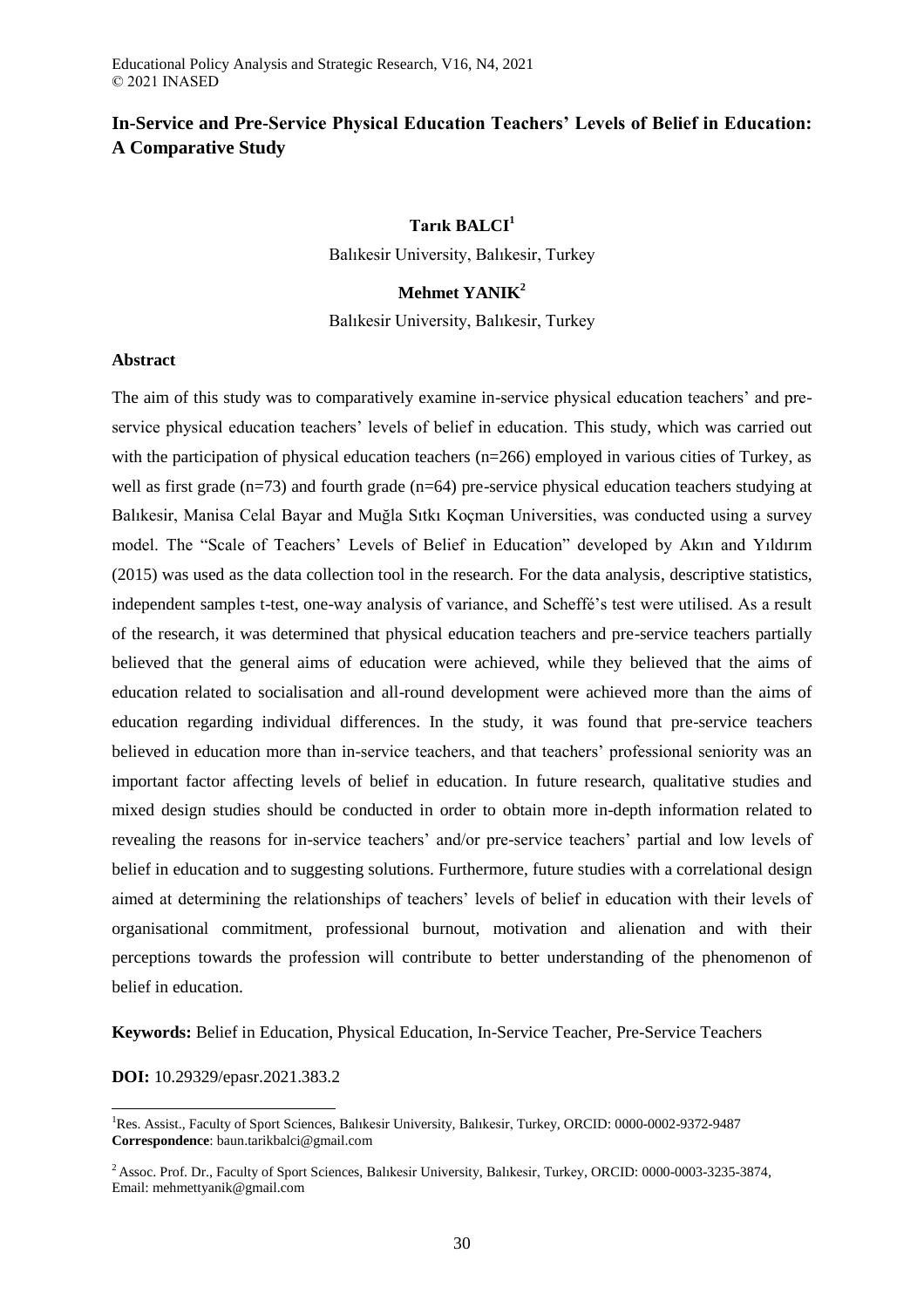# In-Service and Pre-Service Physical Education Teachers' Levels of Belief in Education: A Comparative Study

**Tarık BALCI**[1]

Balıkesir University, Balıkesir, Turkey

**Mehmet YANIK**[2]

Balıkesir University, Balıkesir, Turkey

## Abstract

The aim of this study was to comparatively examine in-service physical education teachers' and pre-service physical education teachers' levels of belief in education. This study, which was carried out with the participation of physical education teachers (n=266) employed in various cities of Turkey, as well as first grade (n=73) and fourth grade (n=64) pre-service physical education teachers studying at Balıkesir, Manisa Celal Bayar and Muğla Sıtkı Koçman Universities, was conducted using a survey model. The "Scale of Teachers' Levels of Belief in Education" developed by Akın and Yıldırım (2015) was used as the data collection tool in the research. For the data analysis, descriptive statistics, independent samples t-test, one-way analysis of variance, and Scheffé's test were utilised. As a result of the research, it was determined that physical education teachers and pre-service teachers partially believed that the general aims of education were achieved, while they believed that the aims of education related to socialisation and all-round development were achieved more than the aims of education regarding individual differences. In the study, it was found that pre-service teachers believed in education more than in-service teachers, and that teachers' professional seniority was an important factor affecting levels of belief in education. In future research, qualitative studies and mixed design studies should be conducted in order to obtain more in-depth information related to revealing the reasons for in-service teachers' and/or pre-service teachers' partial and low levels of belief in education and to suggesting solutions. Furthermore, future studies with a correlational design aimed at determining the relationships of teachers' levels of belief in education with their levels of organisational commitment, professional burnout, motivation and alienation and with their perceptions towards the profession will contribute to better understanding of the phenomenon of belief in education.

**Keywords:** Belief in Education, Physical Education, In-Service Teacher, Pre-Service Teachers

**DOI:** 10.29329/epasr.2021.383.2

---

[1]Res. Assist., Faculty of Sport Sciences, Balıkesir University, Balıkesir, Turkey, ORCID: 0000-0002-9372-9487
**Correspondence**: baun.tarikbalci@gmail.com

[2]Assoc. Prof. Dr., Faculty of Sport Sciences, Balıkesir University, Balıkesir, Turkey, ORCID: 0000-0003-3235-3874, Email: mehmettyanik@gmail.com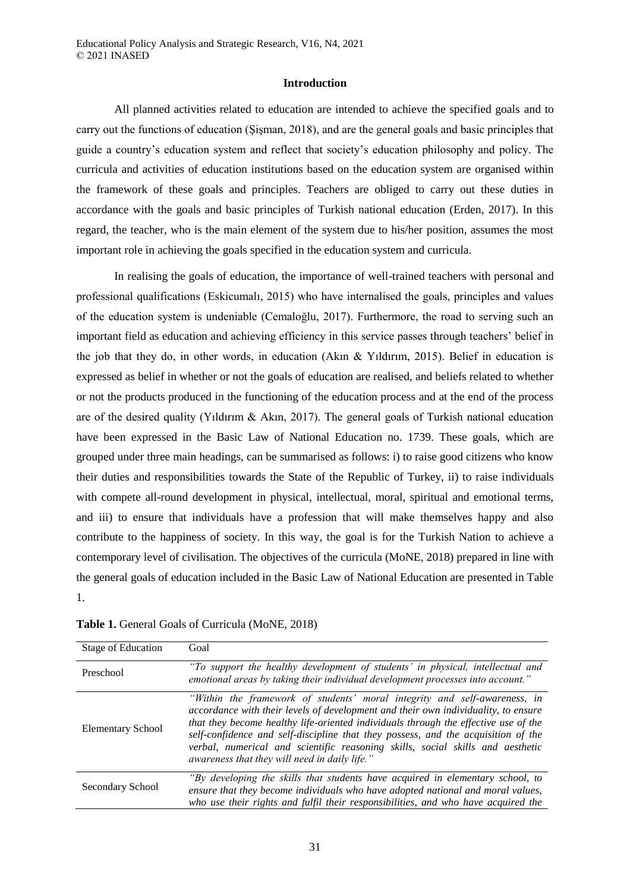## Introduction

All planned activities related to education are intended to achieve the specified goals and to carry out the functions of education (Şişman, 2018), and are the general goals and basic principles that guide a country's education system and reflect that society's education philosophy and policy. The curricula and activities of education institutions based on the education system are organised within the framework of these goals and principles. Teachers are obliged to carry out these duties in accordance with the goals and basic principles of Turkish national education (Erden, 2017). In this regard, the teacher, who is the main element of the system due to his/her position, assumes the most important role in achieving the goals specified in the education system and curricula.

In realising the goals of education, the importance of well-trained teachers with personal and professional qualifications (Eskicumalı, 2015) who have internalised the goals, principles and values of the education system is undeniable (Cemaloğlu, 2017). Furthermore, the road to serving such an important field as education and achieving efficiency in this service passes through teachers' belief in the job that they do, in other words, in education (Akın & Yıldırım, 2015). Belief in education is expressed as belief in whether or not the goals of education are realised, and beliefs related to whether or not the products produced in the functioning of the education process and at the end of the process are of the desired quality (Yıldırım & Akın, 2017). The general goals of Turkish national education have been expressed in the Basic Law of National Education no. 1739. These goals, which are grouped under three main headings, can be summarised as follows: i) to raise good citizens who know their duties and responsibilities towards the State of the Republic of Turkey, ii) to raise individuals with compete all-round development in physical, intellectual, moral, spiritual and emotional terms, and iii) to ensure that individuals have a profession that will make themselves happy and also contribute to the happiness of society. In this way, the goal is for the Turkish Nation to achieve a contemporary level of civilisation. The objectives of the curricula (MoNE, 2018) prepared in line with the general goals of education included in the Basic Law of National Education are presented in Table 1.

**Table 1.** General Goals of Curricula (MoNE, 2018)

| Stage of Education | Goal |
|---|---|
| Preschool | *"To support the healthy development of students' in physical, intellectual and emotional areas by taking their individual development processes into account."* |
| Elementary School | *"Within the framework of students' moral integrity and self-awareness, in accordance with their levels of development and their own individuality, to ensure that they become healthy life-oriented individuals through the effective use of the self-confidence and self-discipline that they possess, and the acquisition of the verbal, numerical and scientific reasoning skills, social skills and aesthetic awareness that they will need in daily life."* |
| Secondary School | *"By developing the skills that students have acquired in elementary school, to ensure that they become individuals who have adopted national and moral values, who use their rights and fulfil their responsibilities, and who have acquired the* |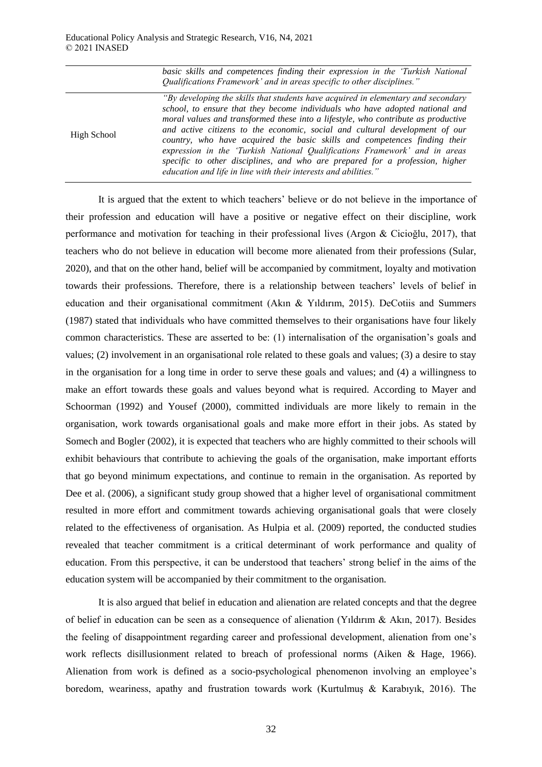| | |
|---|---|
| | *basic skills and competences finding their expression in the 'Turkish National Qualifications Framework' and in areas specific to other disciplines."* |
| High School | *"By developing the skills that students have acquired in elementary and secondary school, to ensure that they become individuals who have adopted national and moral values and transformed these into a lifestyle, who contribute as productive and active citizens to the economic, social and cultural development of our country, who have acquired the basic skills and competences finding their expression in the 'Turkish National Qualifications Framework' and in areas specific to other disciplines, and who are prepared for a profession, higher education and life in line with their interests and abilities."* |

It is argued that the extent to which teachers' believe or do not believe in the importance of their profession and education will have a positive or negative effect on their discipline, work performance and motivation for teaching in their professional lives (Argon & Cicioğlu, 2017), that teachers who do not believe in education will become more alienated from their professions (Sular, 2020), and that on the other hand, belief will be accompanied by commitment, loyalty and motivation towards their professions. Therefore, there is a relationship between teachers' levels of belief in education and their organisational commitment (Akın & Yıldırım, 2015). DeCotiis and Summers (1987) stated that individuals who have committed themselves to their organisations have four likely common characteristics. These are asserted to be: (1) internalisation of the organisation's goals and values; (2) involvement in an organisational role related to these goals and values; (3) a desire to stay in the organisation for a long time in order to serve these goals and values; and (4) a willingness to make an effort towards these goals and values beyond what is required. According to Mayer and Schoorman (1992) and Yousef (2000), committed individuals are more likely to remain in the organisation, work towards organisational goals and make more effort in their jobs. As stated by Somech and Bogler (2002), it is expected that teachers who are highly committed to their schools will exhibit behaviours that contribute to achieving the goals of the organisation, make important efforts that go beyond minimum expectations, and continue to remain in the organisation. As reported by Dee et al. (2006), a significant study group showed that a higher level of organisational commitment resulted in more effort and commitment towards achieving organisational goals that were closely related to the effectiveness of organisation. As Hulpia et al. (2009) reported, the conducted studies revealed that teacher commitment is a critical determinant of work performance and quality of education. From this perspective, it can be understood that teachers' strong belief in the aims of the education system will be accompanied by their commitment to the organisation.

It is also argued that belief in education and alienation are related concepts and that the degree of belief in education can be seen as a consequence of alienation (Yıldırım & Akın, 2017). Besides the feeling of disappointment regarding career and professional development, alienation from one's work reflects disillusionment related to breach of professional norms (Aiken & Hage, 1966). Alienation from work is defined as a socio-psychological phenomenon involving an employee's boredom, weariness, apathy and frustration towards work (Kurtulmuş & Karabıyık, 2016). The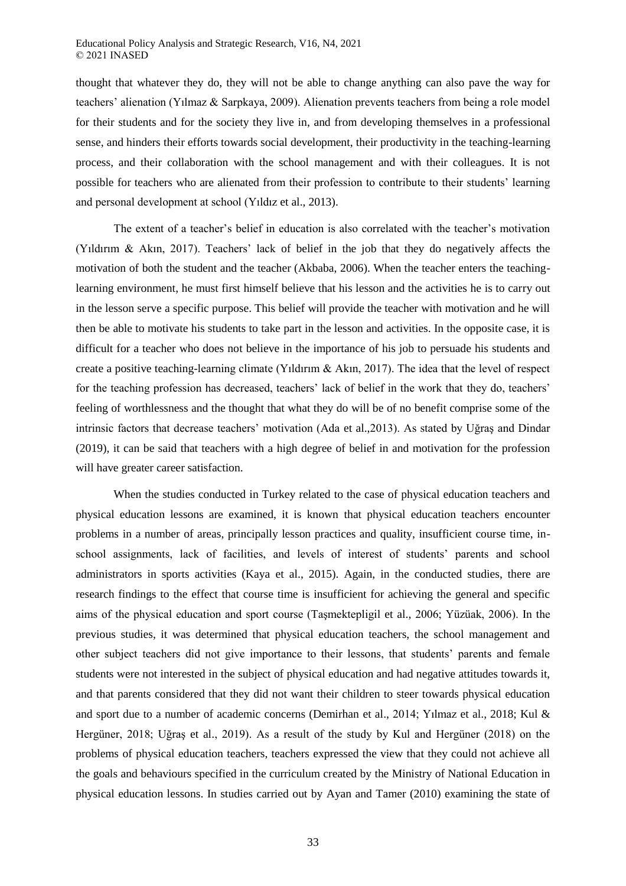thought that whatever they do, they will not be able to change anything can also pave the way for teachers' alienation (Yılmaz & Sarpkaya, 2009). Alienation prevents teachers from being a role model for their students and for the society they live in, and from developing themselves in a professional sense, and hinders their efforts towards social development, their productivity in the teaching-learning process, and their collaboration with the school management and with their colleagues. It is not possible for teachers who are alienated from their profession to contribute to their students' learning and personal development at school (Yıldız et al., 2013).

The extent of a teacher's belief in education is also correlated with the teacher's motivation (Yıldırım & Akın, 2017). Teachers' lack of belief in the job that they do negatively affects the motivation of both the student and the teacher (Akbaba, 2006). When the teacher enters the teaching-learning environment, he must first himself believe that his lesson and the activities he is to carry out in the lesson serve a specific purpose. This belief will provide the teacher with motivation and he will then be able to motivate his students to take part in the lesson and activities. In the opposite case, it is difficult for a teacher who does not believe in the importance of his job to persuade his students and create a positive teaching-learning climate (Yıldırım & Akın, 2017). The idea that the level of respect for the teaching profession has decreased, teachers' lack of belief in the work that they do, teachers' feeling of worthlessness and the thought that what they do will be of no benefit comprise some of the intrinsic factors that decrease teachers' motivation (Ada et al.,2013). As stated by Uğraş and Dindar (2019), it can be said that teachers with a high degree of belief in and motivation for the profession will have greater career satisfaction.

When the studies conducted in Turkey related to the case of physical education teachers and physical education lessons are examined, it is known that physical education teachers encounter problems in a number of areas, principally lesson practices and quality, insufficient course time, in-school assignments, lack of facilities, and levels of interest of students' parents and school administrators in sports activities (Kaya et al., 2015). Again, in the conducted studies, there are research findings to the effect that course time is insufficient for achieving the general and specific aims of the physical education and sport course (Taşmektepligil et al., 2006; Yüzüak, 2006). In the previous studies, it was determined that physical education teachers, the school management and other subject teachers did not give importance to their lessons, that students' parents and female students were not interested in the subject of physical education and had negative attitudes towards it, and that parents considered that they did not want their children to steer towards physical education and sport due to a number of academic concerns (Demirhan et al., 2014; Yılmaz et al., 2018; Kul & Hergüner, 2018; Uğraş et al., 2019). As a result of the study by Kul and Hergüner (2018) on the problems of physical education teachers, teachers expressed the view that they could not achieve all the goals and behaviours specified in the curriculum created by the Ministry of National Education in physical education lessons. In studies carried out by Ayan and Tamer (2010) examining the state of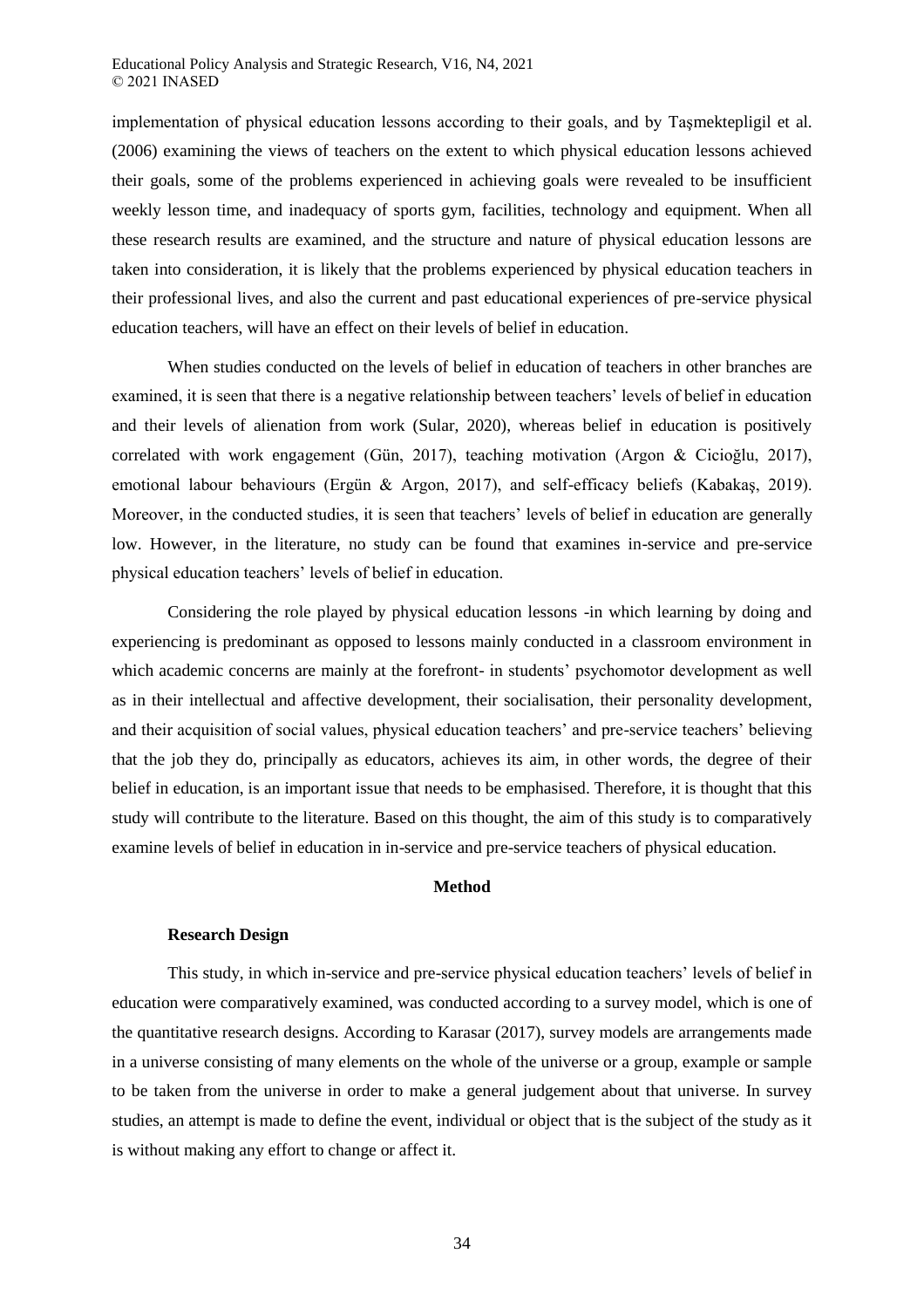implementation of physical education lessons according to their goals, and by Taşmektepligil et al. (2006) examining the views of teachers on the extent to which physical education lessons achieved their goals, some of the problems experienced in achieving goals were revealed to be insufficient weekly lesson time, and inadequacy of sports gym, facilities, technology and equipment. When all these research results are examined, and the structure and nature of physical education lessons are taken into consideration, it is likely that the problems experienced by physical education teachers in their professional lives, and also the current and past educational experiences of pre-service physical education teachers, will have an effect on their levels of belief in education.

When studies conducted on the levels of belief in education of teachers in other branches are examined, it is seen that there is a negative relationship between teachers' levels of belief in education and their levels of alienation from work (Sular, 2020), whereas belief in education is positively correlated with work engagement (Gün, 2017), teaching motivation (Argon & Cicioğlu, 2017), emotional labour behaviours (Ergün & Argon, 2017), and self-efficacy beliefs (Kabakaş, 2019). Moreover, in the conducted studies, it is seen that teachers' levels of belief in education are generally low. However, in the literature, no study can be found that examines in-service and pre-service physical education teachers' levels of belief in education.

Considering the role played by physical education lessons -in which learning by doing and experiencing is predominant as opposed to lessons mainly conducted in a classroom environment in which academic concerns are mainly at the forefront- in students' psychomotor development as well as in their intellectual and affective development, their socialisation, their personality development, and their acquisition of social values, physical education teachers' and pre-service teachers' believing that the job they do, principally as educators, achieves its aim, in other words, the degree of their belief in education, is an important issue that needs to be emphasised. Therefore, it is thought that this study will contribute to the literature. Based on this thought, the aim of this study is to comparatively examine levels of belief in education in in-service and pre-service teachers of physical education.

## Method

### Research Design

This study, in which in-service and pre-service physical education teachers' levels of belief in education were comparatively examined, was conducted according to a survey model, which is one of the quantitative research designs. According to Karasar (2017), survey models are arrangements made in a universe consisting of many elements on the whole of the universe or a group, example or sample to be taken from the universe in order to make a general judgement about that universe. In survey studies, an attempt is made to define the event, individual or object that is the subject of the study as it is without making any effort to change or affect it.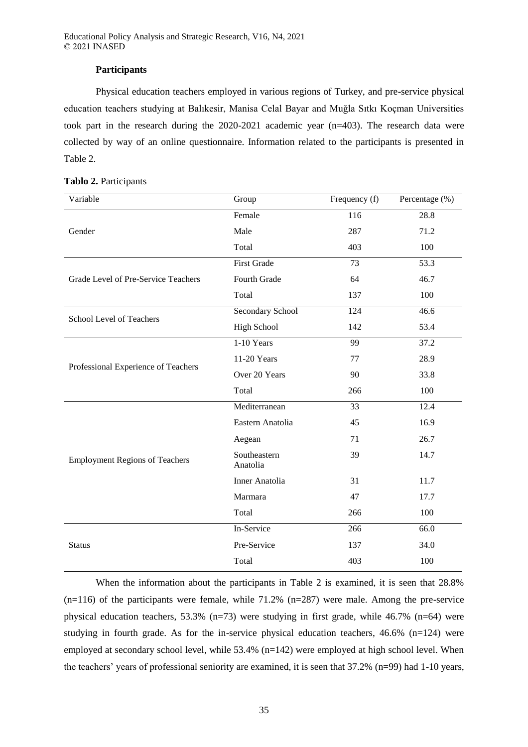### Participants

Physical education teachers employed in various regions of Turkey, and pre-service physical education teachers studying at Balıkesir, Manisa Celal Bayar and Muğla Sıtkı Koçman Universities took part in the research during the 2020-2021 academic year (n=403). The research data were collected by way of an online questionnaire. Information related to the participants is presented in Table 2.

**Tablo 2.** Participants

| Variable | Group | Frequency (f) | Percentage (%) |
|---|---|---|---|
| Gender | Female | 116 | 28.8 |
| | Male | 287 | 71.2 |
| | Total | 403 | 100 |
| Grade Level of Pre-Service Teachers | First Grade | 73 | 53.3 |
| | Fourth Grade | 64 | 46.7 |
| | Total | 137 | 100 |
| School Level of Teachers | Secondary School | 124 | 46.6 |
| | High School | 142 | 53.4 |
| Professional Experience of Teachers | 1-10 Years | 99 | 37.2 |
| | 11-20 Years | 77 | 28.9 |
| | Over 20 Years | 90 | 33.8 |
| | Total | 266 | 100 |
| Employment Regions of Teachers | Mediterranean | 33 | 12.4 |
| | Eastern Anatolia | 45 | 16.9 |
| | Aegean | 71 | 26.7 |
| | Southeastern Anatolia | 39 | 14.7 |
| | Inner Anatolia | 31 | 11.7 |
| | Marmara | 47 | 17.7 |
| | Total | 266 | 100 |
| Status | In-Service | 266 | 66.0 |
| | Pre-Service | 137 | 34.0 |
| | Total | 403 | 100 |

When the information about the participants in Table 2 is examined, it is seen that 28.8% (n=116) of the participants were female, while 71.2% (n=287) were male. Among the pre-service physical education teachers, 53.3% (n=73) were studying in first grade, while 46.7% (n=64) were studying in fourth grade. As for the in-service physical education teachers, 46.6% (n=124) were employed at secondary school level, while 53.4% (n=142) were employed at high school level. When the teachers' years of professional seniority are examined, it is seen that 37.2% (n=99) had 1-10 years,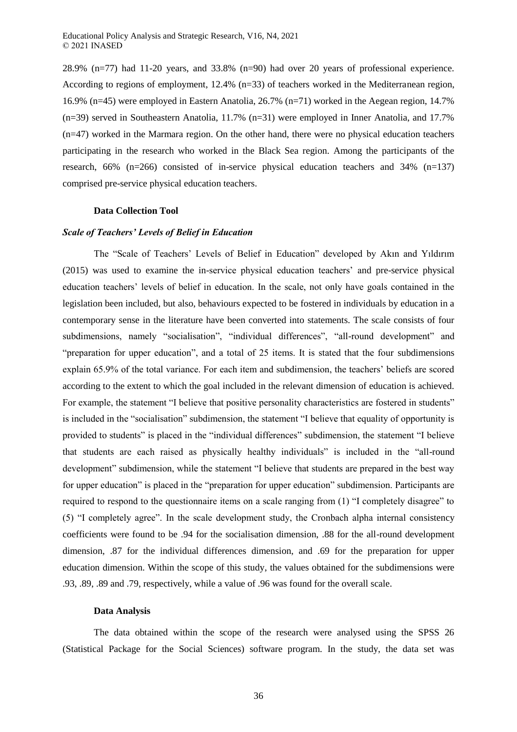28.9% (n=77) had 11-20 years, and 33.8% (n=90) had over 20 years of professional experience. According to regions of employment, 12.4% (n=33) of teachers worked in the Mediterranean region, 16.9% (n=45) were employed in Eastern Anatolia, 26.7% (n=71) worked in the Aegean region, 14.7% (n=39) served in Southeastern Anatolia, 11.7% (n=31) were employed in Inner Anatolia, and 17.7% (n=47) worked in the Marmara region. On the other hand, there were no physical education teachers participating in the research who worked in the Black Sea region. Among the participants of the research, 66% (n=266) consisted of in-service physical education teachers and 34% (n=137) comprised pre-service physical education teachers.

### Data Collection Tool

#### *Scale of Teachers' Levels of Belief in Education*

The "Scale of Teachers' Levels of Belief in Education" developed by Akın and Yıldırım (2015) was used to examine the in-service physical education teachers' and pre-service physical education teachers' levels of belief in education. In the scale, not only have goals contained in the legislation been included, but also, behaviours expected to be fostered in individuals by education in a contemporary sense in the literature have been converted into statements. The scale consists of four subdimensions, namely "socialisation", "individual differences", "all-round development" and "preparation for upper education", and a total of 25 items. It is stated that the four subdimensions explain 65.9% of the total variance. For each item and subdimension, the teachers' beliefs are scored according to the extent to which the goal included in the relevant dimension of education is achieved. For example, the statement "I believe that positive personality characteristics are fostered in students" is included in the "socialisation" subdimension, the statement "I believe that equality of opportunity is provided to students" is placed in the "individual differences" subdimension, the statement "I believe that students are each raised as physically healthy individuals" is included in the "all-round development" subdimension, while the statement "I believe that students are prepared in the best way for upper education" is placed in the "preparation for upper education" subdimension. Participants are required to respond to the questionnaire items on a scale ranging from (1) "I completely disagree" to (5) "I completely agree". In the scale development study, the Cronbach alpha internal consistency coefficients were found to be .94 for the socialisation dimension, .88 for the all-round development dimension, .87 for the individual differences dimension, and .69 for the preparation for upper education dimension. Within the scope of this study, the values obtained for the subdimensions were .93, .89, .89 and .79, respectively, while a value of .96 was found for the overall scale.

### Data Analysis

The data obtained within the scope of the research were analysed using the SPSS 26 (Statistical Package for the Social Sciences) software program. In the study, the data set was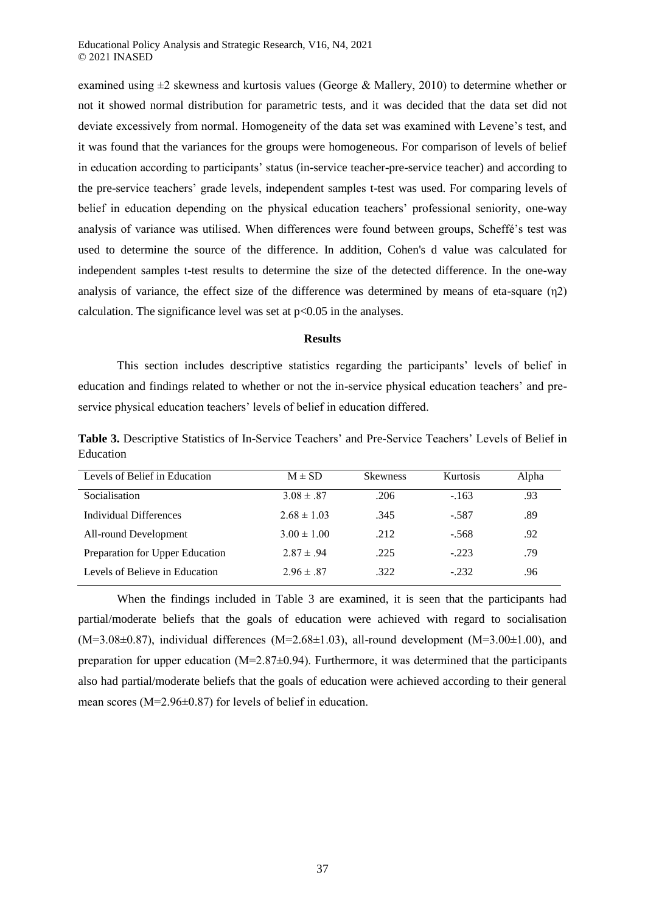examined using ±2 skewness and kurtosis values (George & Mallery, 2010) to determine whether or not it showed normal distribution for parametric tests, and it was decided that the data set did not deviate excessively from normal. Homogeneity of the data set was examined with Levene's test, and it was found that the variances for the groups were homogeneous. For comparison of levels of belief in education according to participants' status (in-service teacher-pre-service teacher) and according to the pre-service teachers' grade levels, independent samples t-test was used. For comparing levels of belief in education depending on the physical education teachers' professional seniority, one-way analysis of variance was utilised. When differences were found between groups, Scheffé's test was used to determine the source of the difference. In addition, Cohen's d value was calculated for independent samples t-test results to determine the size of the detected difference. In the one-way analysis of variance, the effect size of the difference was determined by means of eta-square ($\eta^2$) calculation. The significance level was set at $p<0.05$ in the analyses.

## Results

This section includes descriptive statistics regarding the participants' levels of belief in education and findings related to whether or not the in-service physical education teachers' and pre-service physical education teachers' levels of belief in education differed.

**Table 3.** Descriptive Statistics of In-Service Teachers' and Pre-Service Teachers' Levels of Belief in Education

| Levels of Belief in Education | M ± SD | Skewness | Kurtosis | Alpha |
|---|---|---|---|---|
| Socialisation | 3.08 ± .87 | .206 | -.163 | .93 |
| Individual Differences | 2.68 ± 1.03 | .345 | -.587 | .89 |
| All-round Development | 3.00 ± 1.00 | .212 | -.568 | .92 |
| Preparation for Upper Education | 2.87 ± .94 | .225 | -.223 | .79 |
| Levels of Believe in Education | 2.96 ± .87 | .322 | -.232 | .96 |

When the findings included in Table 3 are examined, it is seen that the participants had partial/moderate beliefs that the goals of education were achieved with regard to socialisation (M=3.08±0.87), individual differences (M=2.68±1.03), all-round development (M=3.00±1.00), and preparation for upper education (M=2.87±0.94). Furthermore, it was determined that the participants also had partial/moderate beliefs that the goals of education were achieved according to their general mean scores (M=2.96±0.87) for levels of belief in education.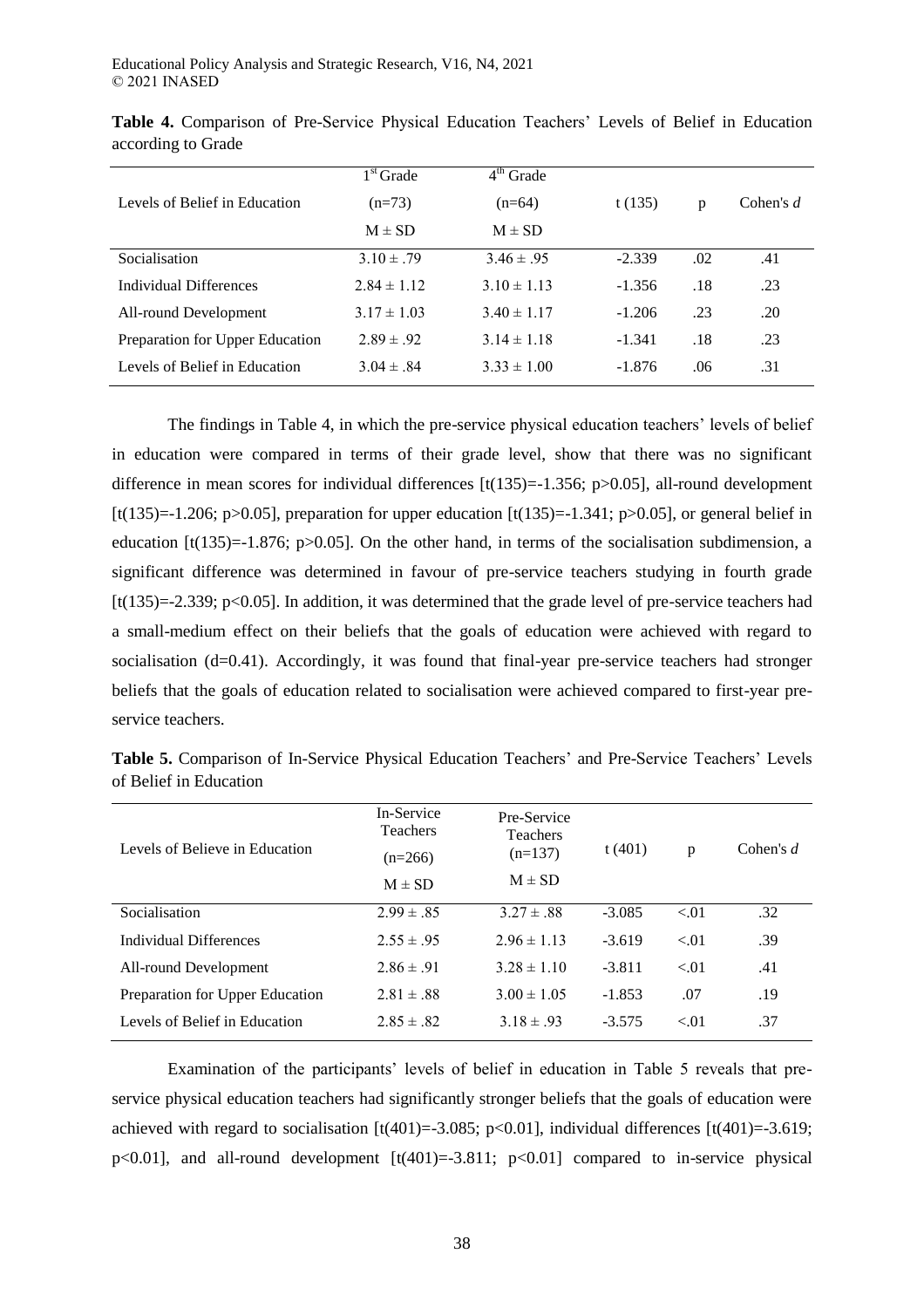**Table 4.** Comparison of Pre-Service Physical Education Teachers' Levels of Belief in Education according to Grade

| Levels of Belief in Education | 1st Grade (n=73) M ± SD | 4th Grade (n=64) M ± SD | t (135) | p | Cohen's *d* |
|---|---|---|---|---|---|
| Socialisation | 3.10 ± .79 | 3.46 ± .95 | -2.339 | .02 | .41 |
| Individual Differences | 2.84 ± 1.12 | 3.10 ± 1.13 | -1.356 | .18 | .23 |
| All-round Development | 3.17 ± 1.03 | 3.40 ± 1.17 | -1.206 | .23 | .20 |
| Preparation for Upper Education | 2.89 ± .92 | 3.14 ± 1.18 | -1.341 | .18 | .23 |
| Levels of Belief in Education | 3.04 ± .84 | 3.33 ± 1.00 | -1.876 | .06 | .31 |

The findings in Table 4, in which the pre-service physical education teachers' levels of belief in education were compared in terms of their grade level, show that there was no significant difference in mean scores for individual differences [$t(135)=-1.356$; $p>0.05$], all-round development [$t(135)=-1.206$; $p>0.05$], preparation for upper education [$t(135)=-1.341$; $p>0.05$], or general belief in education [$t(135)=-1.876$; $p>0.05$]. On the other hand, in terms of the socialisation subdimension, a significant difference was determined in favour of pre-service teachers studying in fourth grade [$t(135)=-2.339$; $p<0.05$]. In addition, it was determined that the grade level of pre-service teachers had a small-medium effect on their beliefs that the goals of education were achieved with regard to socialisation ($d=0.41$). Accordingly, it was found that final-year pre-service teachers had stronger beliefs that the goals of education related to socialisation were achieved compared to first-year pre-service teachers.

**Table 5.** Comparison of In-Service Physical Education Teachers' and Pre-Service Teachers' Levels of Belief in Education

| Levels of Believe in Education | In-Service Teachers (n=266) M ± SD | Pre-Service Teachers (n=137) M ± SD | t (401) | p | Cohen's *d* |
|---|---|---|---|---|---|
| Socialisation | 2.99 ± .85 | 3.27 ± .88 | -3.085 | <.01 | .32 |
| Individual Differences | 2.55 ± .95 | 2.96 ± 1.13 | -3.619 | <.01 | .39 |
| All-round Development | 2.86 ± .91 | 3.28 ± 1.10 | -3.811 | <.01 | .41 |
| Preparation for Upper Education | 2.81 ± .88 | 3.00 ± 1.05 | -1.853 | .07 | .19 |
| Levels of Belief in Education | 2.85 ± .82 | 3.18 ± .93 | -3.575 | <.01 | .37 |

Examination of the participants' levels of belief in education in Table 5 reveals that pre-service physical education teachers had significantly stronger beliefs that the goals of education were achieved with regard to socialisation [$t(401)=-3.085$; $p<0.01$], individual differences [$t(401)=-3.619$; $p<0.01$], and all-round development [$t(401)=-3.811$; $p<0.01$] compared to in-service physical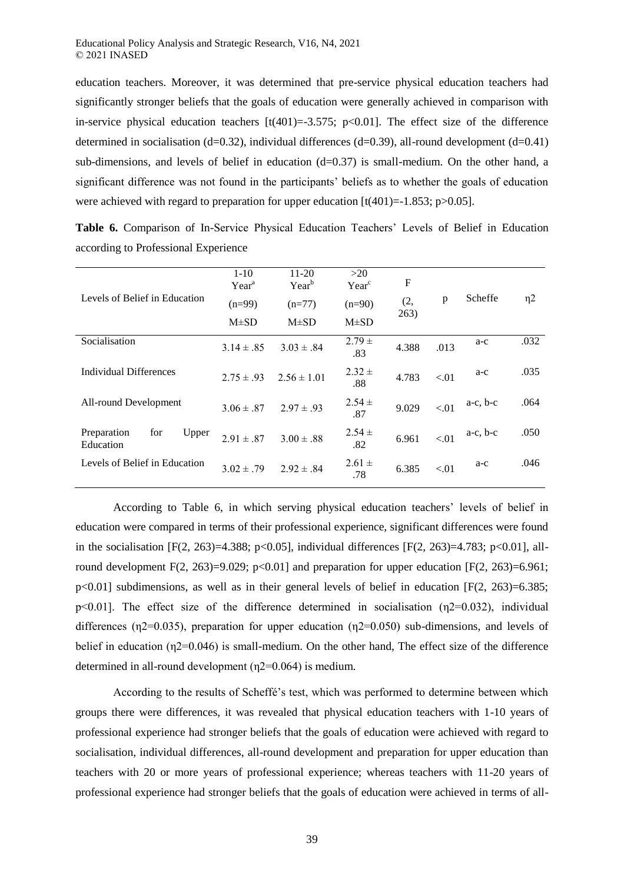education teachers. Moreover, it was determined that pre-service physical education teachers had significantly stronger beliefs that the goals of education were generally achieved in comparison with in-service physical education teachers [$t(401)=-3.575$; $p<0.01$]. The effect size of the difference determined in socialisation ($d=0.32$), individual differences ($d=0.39$), all-round development ($d=0.41$) sub-dimensions, and levels of belief in education ($d=0.37$) is small-medium. On the other hand, a significant difference was not found in the participants' beliefs as to whether the goals of education were achieved with regard to preparation for upper education [$t(401)=-1.853$; $p>0.05$].

**Table 6.** Comparison of In-Service Physical Education Teachers' Levels of Belief in Education according to Professional Experience

| Levels of Belief in Education | 1-10 Year[a] (n=99) M±SD | 11-20 Year[b] (n=77) M±SD | >20 Year[c] (n=90) M±SD | F (2, 263) | p | Scheffe | η2 |
|---|---|---|---|---|---|---|---|
| Socialisation | 3.14 ± .85 | 3.03 ± .84 | 2.79 ± .83 | 4.388 | .013 | a-c | .032 |
| Individual Differences | 2.75 ± .93 | 2.56 ± 1.01 | 2.32 ± .88 | 4.783 | <.01 | a-c | .035 |
| All-round Development | 3.06 ± .87 | 2.97 ± .93 | 2.54 ± .87 | 9.029 | <.01 | a-c, b-c | .064 |
| Preparation for Upper Education | 2.91 ± .87 | 3.00 ± .88 | 2.54 ± .82 | 6.961 | <.01 | a-c, b-c | .050 |
| Levels of Belief in Education | 3.02 ± .79 | 2.92 ± .84 | 2.61 ± .78 | 6.385 | <.01 | a-c | .046 |

According to Table 6, in which serving physical education teachers' levels of belief in education were compared in terms of their professional experience, significant differences were found in the socialisation [$F(2, 263)=4.388$; $p<0.05$], individual differences [$F(2, 263)=4.783$; $p<0.01$], all-round development $F(2, 263)=9.029$; $p<0.01$] and preparation for upper education [$F(2, 263)=6.961$; $p<0.01$] subdimensions, as well as in their general levels of belief in education [$F(2, 263)=6.385$; $p<0.01$]. The effect size of the difference determined in socialisation ($\eta2=0.032$), individual differences ($\eta2=0.035$), preparation for upper education ($\eta2=0.050$) sub-dimensions, and levels of belief in education ($\eta2=0.046$) is small-medium. On the other hand, The effect size of the difference determined in all-round development ($\eta2=0.064$) is medium.

According to the results of Scheffé's test, which was performed to determine between which groups there were differences, it was revealed that physical education teachers with 1-10 years of professional experience had stronger beliefs that the goals of education were achieved with regard to socialisation, individual differences, all-round development and preparation for upper education than teachers with 20 or more years of professional experience; whereas teachers with 11-20 years of professional experience had stronger beliefs that the goals of education were achieved in terms of all-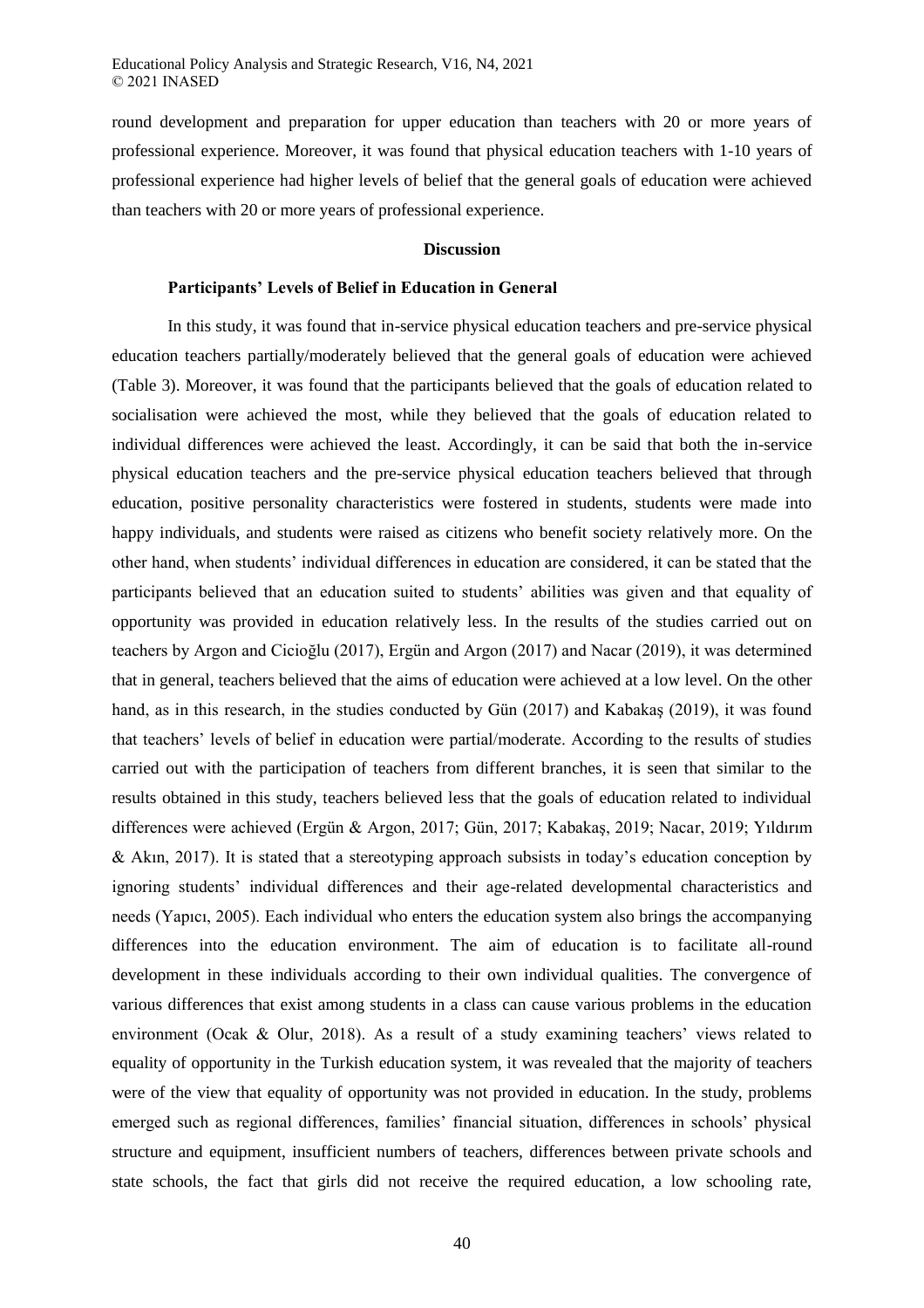round development and preparation for upper education than teachers with 20 or more years of professional experience. Moreover, it was found that physical education teachers with 1-10 years of professional experience had higher levels of belief that the general goals of education were achieved than teachers with 20 or more years of professional experience.

## Discussion

### Participants' Levels of Belief in Education in General

In this study, it was found that in-service physical education teachers and pre-service physical education teachers partially/moderately believed that the general goals of education were achieved (Table 3). Moreover, it was found that the participants believed that the goals of education related to socialisation were achieved the most, while they believed that the goals of education related to individual differences were achieved the least. Accordingly, it can be said that both the in-service physical education teachers and the pre-service physical education teachers believed that through education, positive personality characteristics were fostered in students, students were made into happy individuals, and students were raised as citizens who benefit society relatively more. On the other hand, when students' individual differences in education are considered, it can be stated that the participants believed that an education suited to students' abilities was given and that equality of opportunity was provided in education relatively less. In the results of the studies carried out on teachers by Argon and Cicioğlu (2017), Ergün and Argon (2017) and Nacar (2019), it was determined that in general, teachers believed that the aims of education were achieved at a low level. On the other hand, as in this research, in the studies conducted by Gün (2017) and Kabakaş (2019), it was found that teachers' levels of belief in education were partial/moderate. According to the results of studies carried out with the participation of teachers from different branches, it is seen that similar to the results obtained in this study, teachers believed less that the goals of education related to individual differences were achieved (Ergün & Argon, 2017; Gün, 2017; Kabakaş, 2019; Nacar, 2019; Yıldırım & Akın, 2017). It is stated that a stereotyping approach subsists in today's education conception by ignoring students' individual differences and their age-related developmental characteristics and needs (Yapıcı, 2005). Each individual who enters the education system also brings the accompanying differences into the education environment. The aim of education is to facilitate all-round development in these individuals according to their own individual qualities. The convergence of various differences that exist among students in a class can cause various problems in the education environment (Ocak & Olur, 2018). As a result of a study examining teachers' views related to equality of opportunity in the Turkish education system, it was revealed that the majority of teachers were of the view that equality of opportunity was not provided in education. In the study, problems emerged such as regional differences, families' financial situation, differences in schools' physical structure and equipment, insufficient numbers of teachers, differences between private schools and state schools, the fact that girls did not receive the required education, a low schooling rate,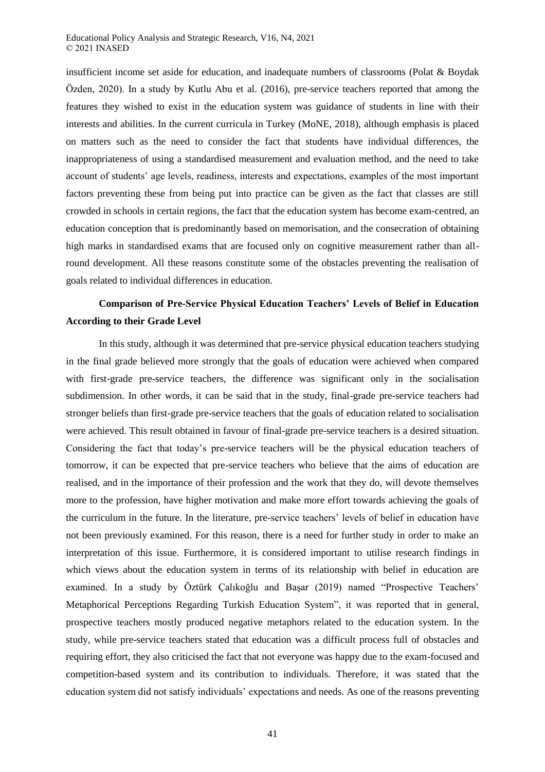insufficient income set aside for education, and inadequate numbers of classrooms (Polat & Boydak Özden, 2020). In a study by Kutlu Abu et al. (2016), pre-service teachers reported that among the features they wished to exist in the education system was guidance of students in line with their interests and abilities. In the current curricula in Turkey (MoNE, 2018), although emphasis is placed on matters such as the need to consider the fact that students have individual differences, the inappropriateness of using a standardised measurement and evaluation method, and the need to take account of students' age levels, readiness, interests and expectations, examples of the most important factors preventing these from being put into practice can be given as the fact that classes are still crowded in schools in certain regions, the fact that the education system has become exam-centred, an education conception that is predominantly based on memorisation, and the consecration of obtaining high marks in standardised exams that are focused only on cognitive measurement rather than all-round development. All these reasons constitute some of the obstacles preventing the realisation of goals related to individual differences in education.

### Comparison of Pre-Service Physical Education Teachers' Levels of Belief in Education According to their Grade Level

In this study, although it was determined that pre-service physical education teachers studying in the final grade believed more strongly that the goals of education were achieved when compared with first-grade pre-service teachers, the difference was significant only in the socialisation subdimension. In other words, it can be said that in the study, final-grade pre-service teachers had stronger beliefs than first-grade pre-service teachers that the goals of education related to socialisation were achieved. This result obtained in favour of final-grade pre-service teachers is a desired situation. Considering the fact that today's pre-service teachers will be the physical education teachers of tomorrow, it can be expected that pre-service teachers who believe that the aims of education are realised, and in the importance of their profession and the work that they do, will devote themselves more to the profession, have higher motivation and make more effort towards achieving the goals of the curriculum in the future. In the literature, pre-service teachers' levels of belief in education have not been previously examined. For this reason, there is a need for further study in order to make an interpretation of this issue. Furthermore, it is considered important to utilise research findings in which views about the education system in terms of its relationship with belief in education are examined. In a study by Öztürk Çalıkoğlu and Başar (2019) named "Prospective Teachers' Metaphorical Perceptions Regarding Turkish Education System", it was reported that in general, prospective teachers mostly produced negative metaphors related to the education system. In the study, while pre-service teachers stated that education was a difficult process full of obstacles and requiring effort, they also criticised the fact that not everyone was happy due to the exam-focused and competition-based system and its contribution to individuals. Therefore, it was stated that the education system did not satisfy individuals' expectations and needs. As one of the reasons preventing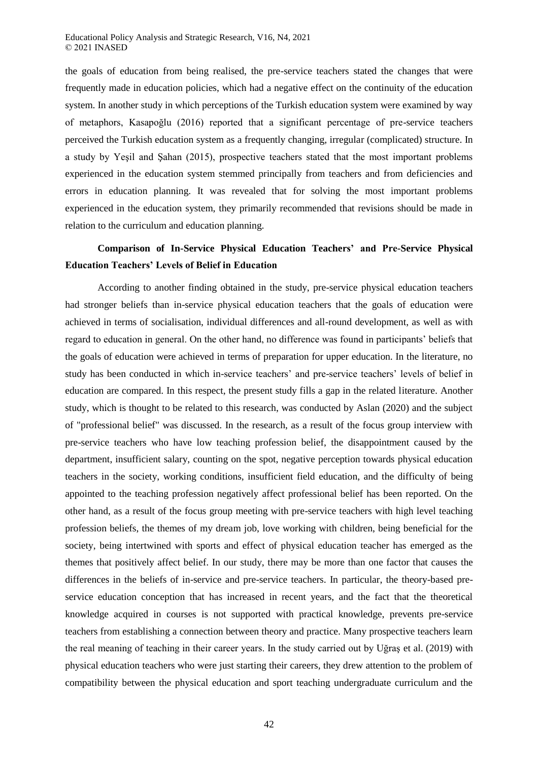the goals of education from being realised, the pre-service teachers stated the changes that were frequently made in education policies, which had a negative effect on the continuity of the education system. In another study in which perceptions of the Turkish education system were examined by way of metaphors, Kasapoğlu (2016) reported that a significant percentage of pre-service teachers perceived the Turkish education system as a frequently changing, irregular (complicated) structure. In a study by Yeşil and Şahan (2015), prospective teachers stated that the most important problems experienced in the education system stemmed principally from teachers and from deficiencies and errors in education planning. It was revealed that for solving the most important problems experienced in the education system, they primarily recommended that revisions should be made in relation to the curriculum and education planning.

### Comparison of In-Service Physical Education Teachers' and Pre-Service Physical Education Teachers' Levels of Belief in Education

According to another finding obtained in the study, pre-service physical education teachers had stronger beliefs than in-service physical education teachers that the goals of education were achieved in terms of socialisation, individual differences and all-round development, as well as with regard to education in general. On the other hand, no difference was found in participants' beliefs that the goals of education were achieved in terms of preparation for upper education. In the literature, no study has been conducted in which in-service teachers' and pre-service teachers' levels of belief in education are compared. In this respect, the present study fills a gap in the related literature. Another study, which is thought to be related to this research, was conducted by Aslan (2020) and the subject of "professional belief" was discussed. In the research, as a result of the focus group interview with pre-service teachers who have low teaching profession belief, the disappointment caused by the department, insufficient salary, counting on the spot, negative perception towards physical education teachers in the society, working conditions, insufficient field education, and the difficulty of being appointed to the teaching profession negatively affect professional belief has been reported. On the other hand, as a result of the focus group meeting with pre-service teachers with high level teaching profession beliefs, the themes of my dream job, love working with children, being beneficial for the society, being intertwined with sports and effect of physical education teacher has emerged as the themes that positively affect belief. In our study, there may be more than one factor that causes the differences in the beliefs of in-service and pre-service teachers. In particular, the theory-based pre-service education conception that has increased in recent years, and the fact that the theoretical knowledge acquired in courses is not supported with practical knowledge, prevents pre-service teachers from establishing a connection between theory and practice. Many prospective teachers learn the real meaning of teaching in their career years. In the study carried out by Uğraş et al. (2019) with physical education teachers who were just starting their careers, they drew attention to the problem of compatibility between the physical education and sport teaching undergraduate curriculum and the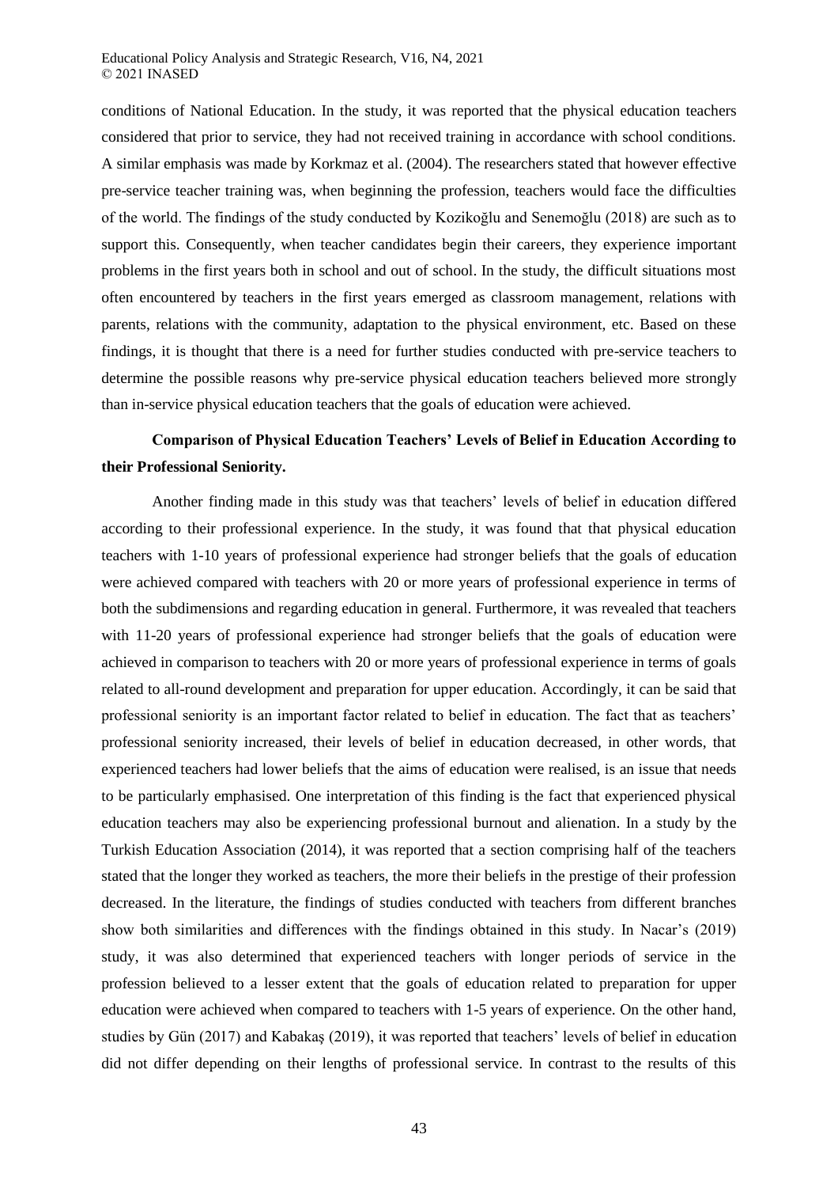conditions of National Education. In the study, it was reported that the physical education teachers considered that prior to service, they had not received training in accordance with school conditions. A similar emphasis was made by Korkmaz et al. (2004). The researchers stated that however effective pre-service teacher training was, when beginning the profession, teachers would face the difficulties of the world. The findings of the study conducted by Kozikoğlu and Senemoğlu (2018) are such as to support this. Consequently, when teacher candidates begin their careers, they experience important problems in the first years both in school and out of school. In the study, the difficult situations most often encountered by teachers in the first years emerged as classroom management, relations with parents, relations with the community, adaptation to the physical environment, etc. Based on these findings, it is thought that there is a need for further studies conducted with pre-service teachers to determine the possible reasons why pre-service physical education teachers believed more strongly than in-service physical education teachers that the goals of education were achieved.

**Comparison of Physical Education Teachers' Levels of Belief in Education According to their Professional Seniority.**

Another finding made in this study was that teachers' levels of belief in education differed according to their professional experience. In the study, it was found that that physical education teachers with 1-10 years of professional experience had stronger beliefs that the goals of education were achieved compared with teachers with 20 or more years of professional experience in terms of both the subdimensions and regarding education in general. Furthermore, it was revealed that teachers with 11-20 years of professional experience had stronger beliefs that the goals of education were achieved in comparison to teachers with 20 or more years of professional experience in terms of goals related to all-round development and preparation for upper education. Accordingly, it can be said that professional seniority is an important factor related to belief in education. The fact that as teachers' professional seniority increased, their levels of belief in education decreased, in other words, that experienced teachers had lower beliefs that the aims of education were realised, is an issue that needs to be particularly emphasised. One interpretation of this finding is the fact that experienced physical education teachers may also be experiencing professional burnout and alienation. In a study by the Turkish Education Association (2014), it was reported that a section comprising half of the teachers stated that the longer they worked as teachers, the more their beliefs in the prestige of their profession decreased. In the literature, the findings of studies conducted with teachers from different branches show both similarities and differences with the findings obtained in this study. In Nacar's (2019) study, it was also determined that experienced teachers with longer periods of service in the profession believed to a lesser extent that the goals of education related to preparation for upper education were achieved when compared to teachers with 1-5 years of experience. On the other hand, studies by Gün (2017) and Kabakaş (2019), it was reported that teachers' levels of belief in education did not differ depending on their lengths of professional service. In contrast to the results of this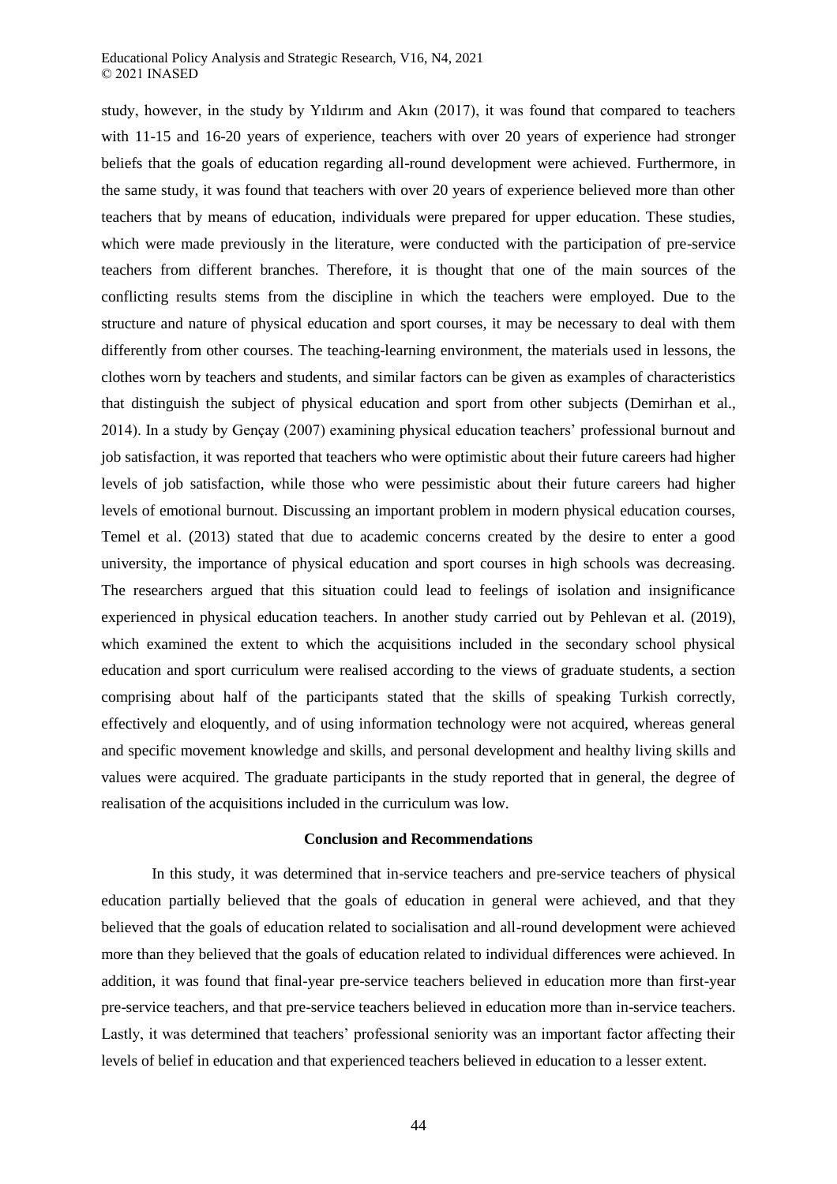study, however, in the study by Yıldırım and Akın (2017), it was found that compared to teachers with 11-15 and 16-20 years of experience, teachers with over 20 years of experience had stronger beliefs that the goals of education regarding all-round development were achieved. Furthermore, in the same study, it was found that teachers with over 20 years of experience believed more than other teachers that by means of education, individuals were prepared for upper education. These studies, which were made previously in the literature, were conducted with the participation of pre-service teachers from different branches. Therefore, it is thought that one of the main sources of the conflicting results stems from the discipline in which the teachers were employed. Due to the structure and nature of physical education and sport courses, it may be necessary to deal with them differently from other courses. The teaching-learning environment, the materials used in lessons, the clothes worn by teachers and students, and similar factors can be given as examples of characteristics that distinguish the subject of physical education and sport from other subjects (Demirhan et al., 2014). In a study by Gençay (2007) examining physical education teachers' professional burnout and job satisfaction, it was reported that teachers who were optimistic about their future careers had higher levels of job satisfaction, while those who were pessimistic about their future careers had higher levels of emotional burnout. Discussing an important problem in modern physical education courses, Temel et al. (2013) stated that due to academic concerns created by the desire to enter a good university, the importance of physical education and sport courses in high schools was decreasing. The researchers argued that this situation could lead to feelings of isolation and insignificance experienced in physical education teachers. In another study carried out by Pehlevan et al. (2019), which examined the extent to which the acquisitions included in the secondary school physical education and sport curriculum were realised according to the views of graduate students, a section comprising about half of the participants stated that the skills of speaking Turkish correctly, effectively and eloquently, and of using information technology were not acquired, whereas general and specific movement knowledge and skills, and personal development and healthy living skills and values were acquired. The graduate participants in the study reported that in general, the degree of realisation of the acquisitions included in the curriculum was low.

## Conclusion and Recommendations

In this study, it was determined that in-service teachers and pre-service teachers of physical education partially believed that the goals of education in general were achieved, and that they believed that the goals of education related to socialisation and all-round development were achieved more than they believed that the goals of education related to individual differences were achieved. In addition, it was found that final-year pre-service teachers believed in education more than first-year pre-service teachers, and that pre-service teachers believed in education more than in-service teachers. Lastly, it was determined that teachers' professional seniority was an important factor affecting their levels of belief in education and that experienced teachers believed in education to a lesser extent.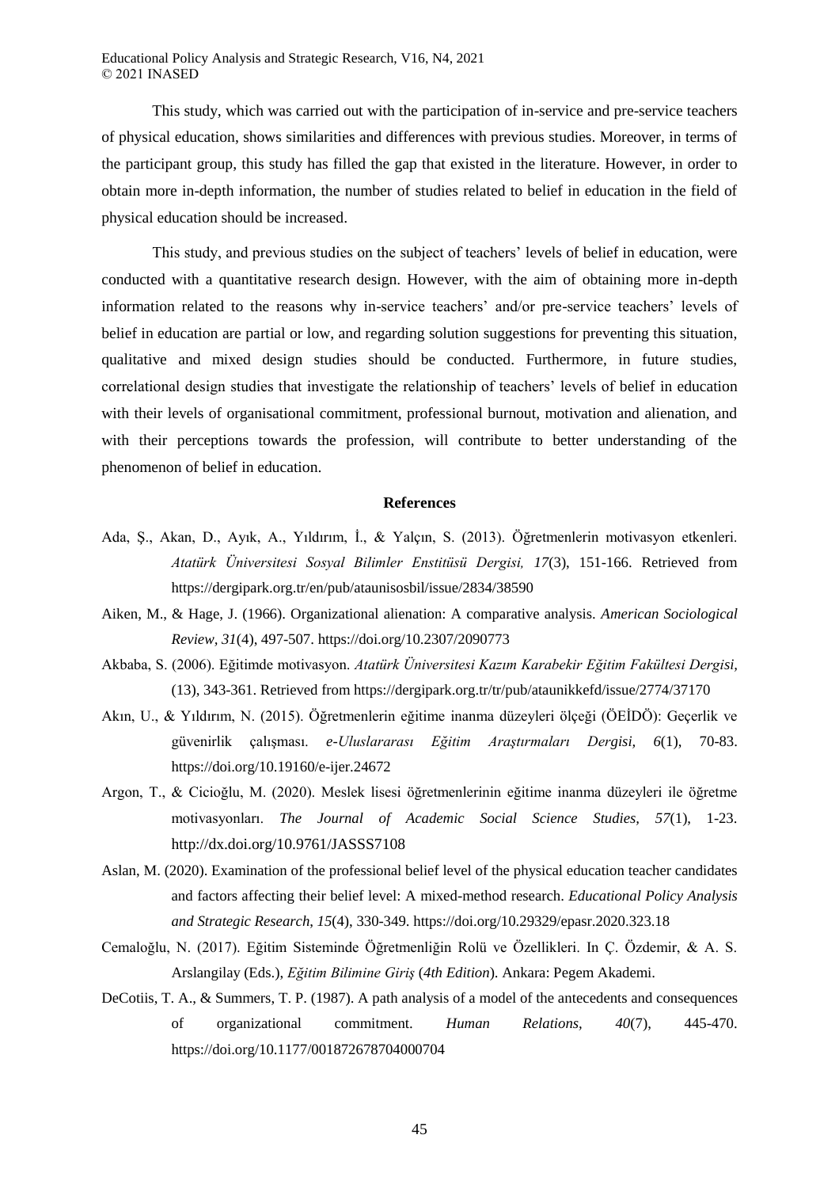This study, which was carried out with the participation of in-service and pre-service teachers of physical education, shows similarities and differences with previous studies. Moreover, in terms of the participant group, this study has filled the gap that existed in the literature. However, in order to obtain more in-depth information, the number of studies related to belief in education in the field of physical education should be increased.

This study, and previous studies on the subject of teachers' levels of belief in education, were conducted with a quantitative research design. However, with the aim of obtaining more in-depth information related to the reasons why in-service teachers' and/or pre-service teachers' levels of belief in education are partial or low, and regarding solution suggestions for preventing this situation, qualitative and mixed design studies should be conducted. Furthermore, in future studies, correlational design studies that investigate the relationship of teachers' levels of belief in education with their levels of organisational commitment, professional burnout, motivation and alienation, and with their perceptions towards the profession, will contribute to better understanding of the phenomenon of belief in education.

## References

Ada, Ş., Akan, D., Ayık, A., Yıldırım, İ., & Yalçın, S. (2013). Öğretmenlerin motivasyon etkenleri. *Atatürk Üniversitesi Sosyal Bilimler Enstitüsü Dergisi, 17*(3), 151-166. Retrieved from https://dergipark.org.tr/en/pub/ataunisosbil/issue/2834/38590

Aiken, M., & Hage, J. (1966). Organizational alienation: A comparative analysis. *American Sociological Review, 31*(4), 497-507. https://doi.org/10.2307/2090773

Akbaba, S. (2006). Eğitimde motivasyon. *Atatürk Üniversitesi Kazım Karabekir Eğitim Fakültesi Dergisi,* (13), 343-361. Retrieved from https://dergipark.org.tr/tr/pub/ataunikkefd/issue/2774/37170

Akın, U., & Yıldırım, N. (2015). Öğretmenlerin eğitime inanma düzeyleri ölçeği (ÖEİDÖ): Geçerlik ve güvenirlik çalışması. *e-Uluslararası Eğitim Araştırmaları Dergisi, 6*(1), 70-83. https://doi.org/10.19160/e-ijer.24672

Argon, T., & Cicioğlu, M. (2020). Meslek lisesi öğretmenlerinin eğitime inanma düzeyleri ile öğretme motivasyonları. *The Journal of Academic Social Science Studies, 57*(1), 1-23. http://dx.doi.org/10.9761/JASSS7108

Aslan, M. (2020). Examination of the professional belief level of the physical education teacher candidates and factors affecting their belief level: A mixed-method research. *Educational Policy Analysis and Strategic Research, 15*(4), 330-349. https://doi.org/10.29329/epasr.2020.323.18

Cemaloğlu, N. (2017). Eğitim Sisteminde Öğretmenliğin Rolü ve Özellikleri. In Ç. Özdemir, & A. S. Arslangilay (Eds.), *Eğitim Bilimine Giriş* (*4th Edition*). Ankara: Pegem Akademi.

DeCotiis, T. A., & Summers, T. P. (1987). A path analysis of a model of the antecedents and consequences of organizational commitment. *Human Relations, 40*(7), 445-470. https://doi.org/10.1177/001872678704000704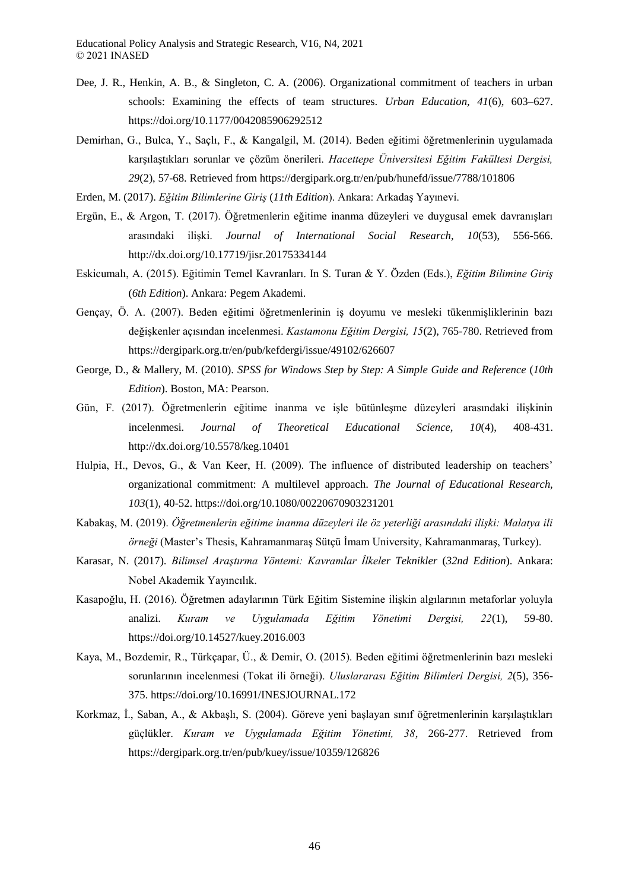Dee, J. R., Henkin, A. B., & Singleton, C. A. (2006). Organizational commitment of teachers in urban schools: Examining the effects of team structures. *Urban Education, 41*(6), 603–627. https://doi.org/10.1177/0042085906292512

Demirhan, G., Bulca, Y., Saçlı, F., & Kangalgil, M. (2014). Beden eğitimi öğretmenlerinin uygulamada karşılaştıkları sorunlar ve çözüm önerileri. *Hacettepe Üniversitesi Eğitim Fakültesi Dergisi, 29*(2), 57-68. Retrieved from https://dergipark.org.tr/en/pub/hunefd/issue/7788/101806

Erden, M. (2017). *Eğitim Bilimlerine Giriş* (*11th Edition*). Ankara: Arkadaş Yayınevi.

Ergün, E., & Argon, T. (2017). Öğretmenlerin eğitime inanma düzeyleri ve duygusal emek davranışları arasındaki ilişki. *Journal of International Social Research, 10*(53), 556-566. http://dx.doi.org/10.17719/jisr.20175334144

Eskicumalı, A. (2015). Eğitimin Temel Kavranları. In S. Turan & Y. Özden (Eds.), *Eğitim Bilimine Giriş* (*6th Edition*). Ankara: Pegem Akademi.

Gençay, Ö. A. (2007). Beden eğitimi öğretmenlerinin iş doyumu ve mesleki tükenmişliklerinin bazı değişkenler açısından incelenmesi. *Kastamonu Eğitim Dergisi, 15*(2), 765-780. Retrieved from https://dergipark.org.tr/en/pub/kefdergi/issue/49102/626607

George, D., & Mallery, M. (2010). *SPSS for Windows Step by Step: A Simple Guide and Reference* (*10th Edition*). Boston, MA: Pearson.

Gün, F. (2017). Öğretmenlerin eğitime inanma ve işle bütünleşme düzeyleri arasındaki ilişkinin incelenmesi. *Journal of Theoretical Educational Science, 10*(4), 408-431. http://dx.doi.org/10.5578/keg.10401

Hulpia, H., Devos, G., & Van Keer, H. (2009). The influence of distributed leadership on teachers' organizational commitment: A multilevel approach. *The Journal of Educational Research, 103*(1), 40-52. https://doi.org/10.1080/00220670903231201

Kabakaş, M. (2019). *Öğretmenlerin eğitime inanma düzeyleri ile öz yeterliği arasındaki ilişki: Malatya ili örneği* (Master's Thesis, Kahramanmaraş Sütçü İmam University, Kahramanmaraş, Turkey).

Karasar, N. (2017). *Bilimsel Araştırma Yöntemi: Kavramlar İlkeler Teknikler* (*32nd Edition*). Ankara: Nobel Akademik Yayıncılık.

Kasapoğlu, H. (2016). Öğretmen adaylarının Türk Eğitim Sistemine ilişkin algılarının metaforlar yoluyla analizi. *Kuram ve Uygulamada Eğitim Yönetimi Dergisi, 22*(1), 59-80. https://doi.org/10.14527/kuey.2016.003

Kaya, M., Bozdemir, R., Türkçapar, Ü., & Demir, O. (2015). Beden eğitimi öğretmenlerinin bazı mesleki sorunlarının incelenmesi (Tokat ili örneği). *Uluslararası Eğitim Bilimleri Dergisi, 2*(5), 356-375. https://doi.org/10.16991/INESJOURNAL.172

Korkmaz, İ., Saban, A., & Akbaşlı, S. (2004). Göreve yeni başlayan sınıf öğretmenlerinin karşılaştıkları güçlükler. *Kuram ve Uygulamada Eğitim Yönetimi, 38*, 266-277. Retrieved from https://dergipark.org.tr/en/pub/kuey/issue/10359/126826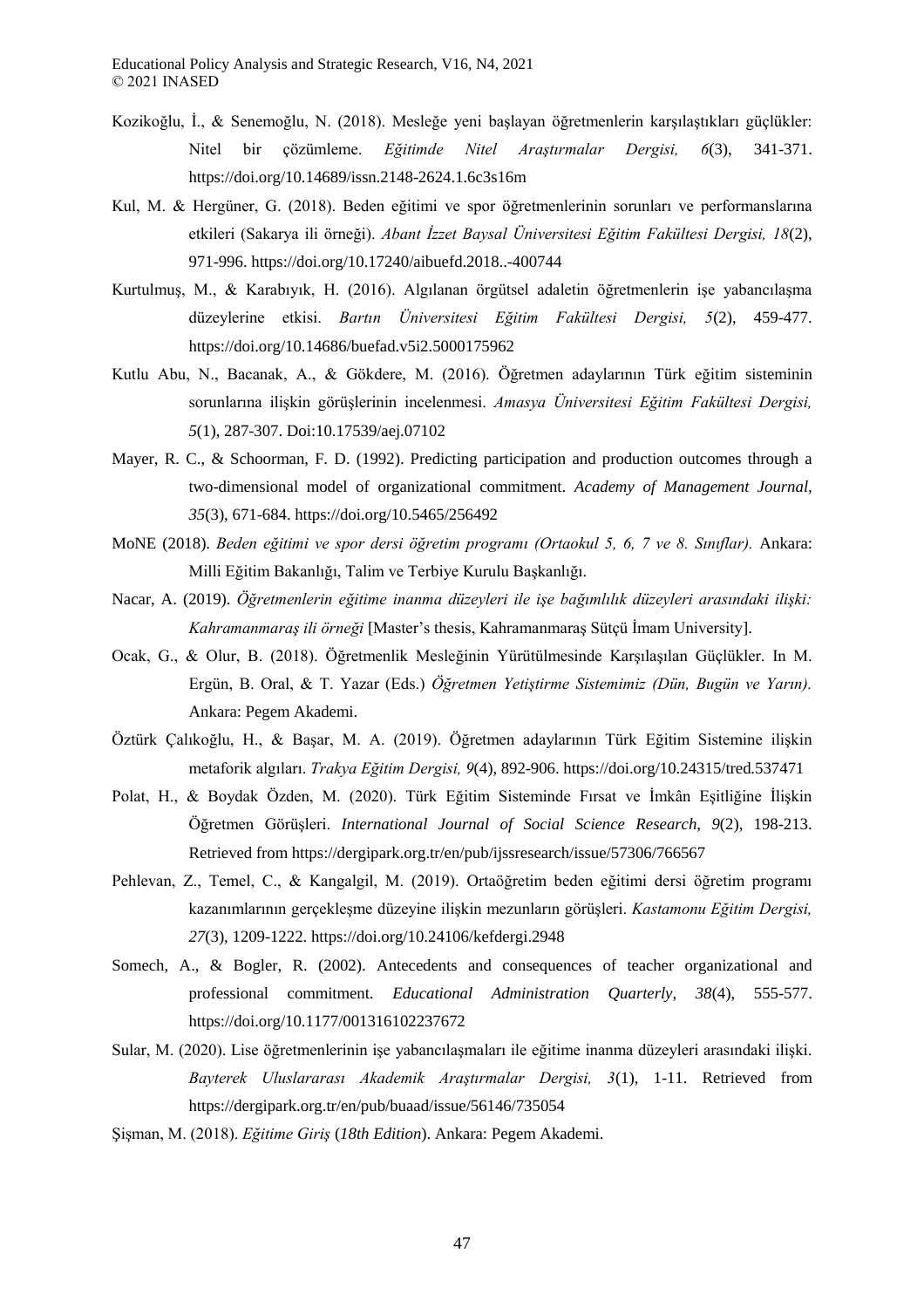Kozikoğlu, İ., & Senemoğlu, N. (2018). Mesleğe yeni başlayan öğretmenlerin karşılaştıkları güçlükler: Nitel bir çözümleme. *Eğitimde Nitel Araştırmalar Dergisi, 6*(3), 341-371. https://doi.org/10.14689/issn.2148-2624.1.6c3s16m

Kul, M. & Hergüner, G. (2018). Beden eğitimi ve spor öğretmenlerinin sorunları ve performanslarına etkileri (Sakarya ili örneği). *Abant İzzet Baysal Üniversitesi Eğitim Fakültesi Dergisi, 18*(2), 971-996. https://doi.org/10.17240/aibuefd.2018..-400744

Kurtulmuş, M., & Karabıyık, H. (2016). Algılanan örgütsel adaletin öğretmenlerin işe yabancılaşma düzeylerine etkisi. *Bartın Üniversitesi Eğitim Fakültesi Dergisi, 5*(2), 459-477. https://doi.org/10.14686/buefad.v5i2.5000175962

Kutlu Abu, N., Bacanak, A., & Gökdere, M. (2016). Öğretmen adaylarının Türk eğitim sisteminin sorunlarına ilişkin görüşlerinin incelenmesi. *Amasya Üniversitesi Eğitim Fakültesi Dergisi, 5*(1), 287-307. Doi:10.17539/aej.07102

Mayer, R. C., & Schoorman, F. D. (1992). Predicting participation and production outcomes through a two-dimensional model of organizational commitment. *Academy of Management Journal*, *35*(3), 671-684. https://doi.org/10.5465/256492

MoNE (2018). *Beden eğitimi ve spor dersi öğretim programı (Ortaokul 5, 6, 7 ve 8. Sınıflar).* Ankara: Milli Eğitim Bakanlığı, Talim ve Terbiye Kurulu Başkanlığı.

Nacar, A. (2019). *Öğretmenlerin eğitime inanma düzeyleri ile işe bağımlılık düzeyleri arasındaki ilişki: Kahramanmaraş ili örneği* [Master's thesis, Kahramanmaraş Sütçü İmam University].

Ocak, G., & Olur, B. (2018). Öğretmenlik Mesleğinin Yürütülmesinde Karşılaşılan Güçlükler. In M. Ergün, B. Oral, & T. Yazar (Eds.) *Öğretmen Yetiştirme Sistemimiz (Dün, Bugün ve Yarın).* Ankara: Pegem Akademi.

Öztürk Çalıkoğlu, H., & Başar, M. A. (2019). Öğretmen adaylarının Türk Eğitim Sistemine ilişkin metaforik algıları. *Trakya Eğitim Dergisi, 9*(4), 892-906. https://doi.org/10.24315/tred.537471

Polat, H., & Boydak Özden, M. (2020). Türk Eğitim Sisteminde Fırsat ve İmkân Eşitliğine İlişkin Öğretmen Görüşleri. *International Journal of Social Science Research, 9*(2), 198-213. Retrieved from https://dergipark.org.tr/en/pub/ijssresearch/issue/57306/766567

Pehlevan, Z., Temel, C., & Kangalgil, M. (2019). Ortaöğretim beden eğitimi dersi öğretim programı kazanımlarının gerçekleşme düzeyine ilişkin mezunların görüşleri. *Kastamonu Eğitim Dergisi, 27*(3), 1209-1222. https://doi.org/10.24106/kefdergi.2948

Somech, A., & Bogler, R. (2002). Antecedents and consequences of teacher organizational and professional commitment. *Educational Administration Quarterly, 38*(4), 555-577. https://doi.org/10.1177/001316102237672

Sular, M. (2020). Lise öğretmenlerinin işe yabancılaşmaları ile eğitime inanma düzeyleri arasındaki ilişki. *Bayterek Uluslararası Akademik Araştırmalar Dergisi, 3*(1), 1-11. Retrieved from https://dergipark.org.tr/en/pub/buaad/issue/56146/735054

Şişman, M. (2018). *Eğitime Giriş* (*18th Edition*). Ankara: Pegem Akademi.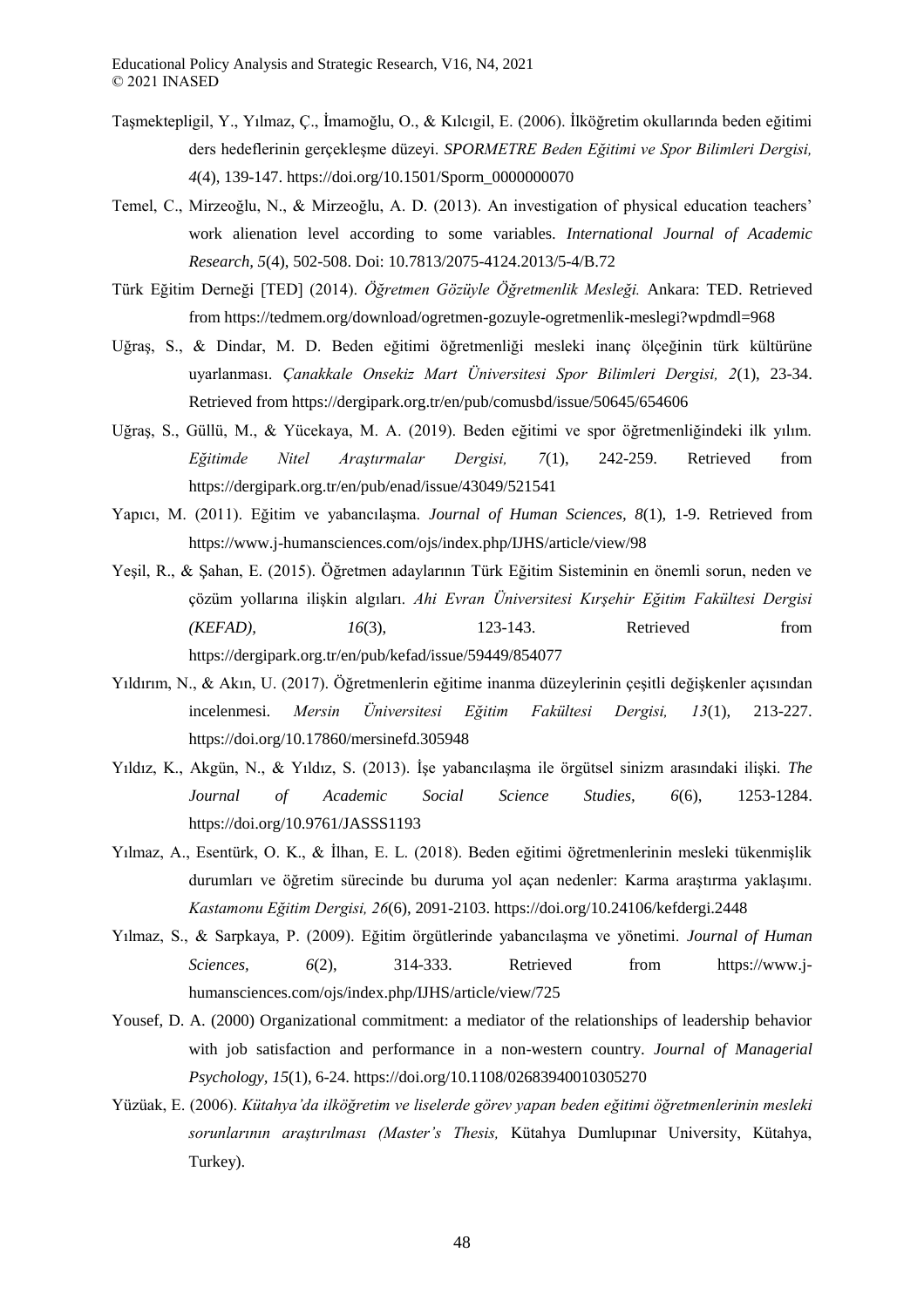Taşmektepligil, Y., Yılmaz, Ç., İmamoğlu, O., & Kılcıgil, E. (2006). İlköğretim okullarında beden eğitimi ders hedeflerinin gerçekleşme düzeyi. *SPORMETRE Beden Eğitimi ve Spor Bilimleri Dergisi, 4*(4), 139-147. https://doi.org/10.1501/Sporm_0000000070

Temel, C., Mirzeoğlu, N., & Mirzeoğlu, A. D. (2013). An investigation of physical education teachers' work alienation level according to some variables. *International Journal of Academic Research, 5*(4), 502-508. Doi: 10.7813/2075-4124.2013/5-4/B.72

Türk Eğitim Derneği [TED] (2014). *Öğretmen Gözüyle Öğretmenlik Mesleği.* Ankara: TED. Retrieved from https://tedmem.org/download/ogretmen-gozuyle-ogretmenlik-meslegi?wpdmdl=968

Uğraş, S., & Dindar, M. D. Beden eğitimi öğretmenliği mesleki inanç ölçeğinin türk kültürüne uyarlanması. *Çanakkale Onsekiz Mart Üniversitesi Spor Bilimleri Dergisi, 2*(1), 23-34. Retrieved from https://dergipark.org.tr/en/pub/comusbd/issue/50645/654606

Uğraş, S., Güllü, M., & Yücekaya, M. A. (2019). Beden eğitimi ve spor öğretmenliğindeki ilk yılım. *Eğitimde Nitel Araştırmalar Dergisi, 7*(1), 242-259. Retrieved from https://dergipark.org.tr/en/pub/enad/issue/43049/521541

Yapıcı, M. (2011). Eğitim ve yabancılaşma. *Journal of Human Sciences, 8*(1), 1-9. Retrieved from https://www.j-humansciences.com/ojs/index.php/IJHS/article/view/98

Yeşil, R., & Şahan, E. (2015). Öğretmen adaylarının Türk Eğitim Sisteminin en önemli sorun, neden ve çözüm yollarına ilişkin algıları. *Ahi Evran Üniversitesi Kırşehir Eğitim Fakültesi Dergisi (KEFAD), 16*(3), 123-143. Retrieved from https://dergipark.org.tr/en/pub/kefad/issue/59449/854077

Yıldırım, N., & Akın, U. (2017). Öğretmenlerin eğitime inanma düzeylerinin çeşitli değişkenler açısından incelenmesi. *Mersin Üniversitesi Eğitim Fakültesi Dergisi, 13*(1), 213-227. https://doi.org/10.17860/mersinefd.305948

Yıldız, K., Akgün, N., & Yıldız, S. (2013). İşe yabancılaşma ile örgütsel sinizm arasındaki ilişki. *The Journal of Academic Social Science Studies, 6*(6), 1253-1284. https://doi.org/10.9761/JASSS1193

Yılmaz, A., Esentürk, O. K., & İlhan, E. L. (2018). Beden eğitimi öğretmenlerinin mesleki tükenmişlik durumları ve öğretim sürecinde bu duruma yol açan nedenler: Karma araştırma yaklaşımı. *Kastamonu Eğitim Dergisi, 26*(6), 2091-2103. https://doi.org/10.24106/kefdergi.2448

Yılmaz, S., & Sarpkaya, P. (2009). Eğitim örgütlerinde yabancılaşma ve yönetimi. *Journal of Human Sciences, 6*(2), 314-333. Retrieved from https://www.j-humansciences.com/ojs/index.php/IJHS/article/view/725

Yousef, D. A. (2000) Organizational commitment: a mediator of the relationships of leadership behavior with job satisfaction and performance in a non-western country. *Journal of Managerial Psychology, 15*(1), 6-24. https://doi.org/10.1108/02683940010305270

Yüzüak, E. (2006). *Kütahya'da ilköğretim ve liselerde görev yapan beden eğitimi öğretmenlerinin mesleki sorunlarının araştırılması (Master's Thesis,* Kütahya Dumlupınar University, Kütahya, Turkey).